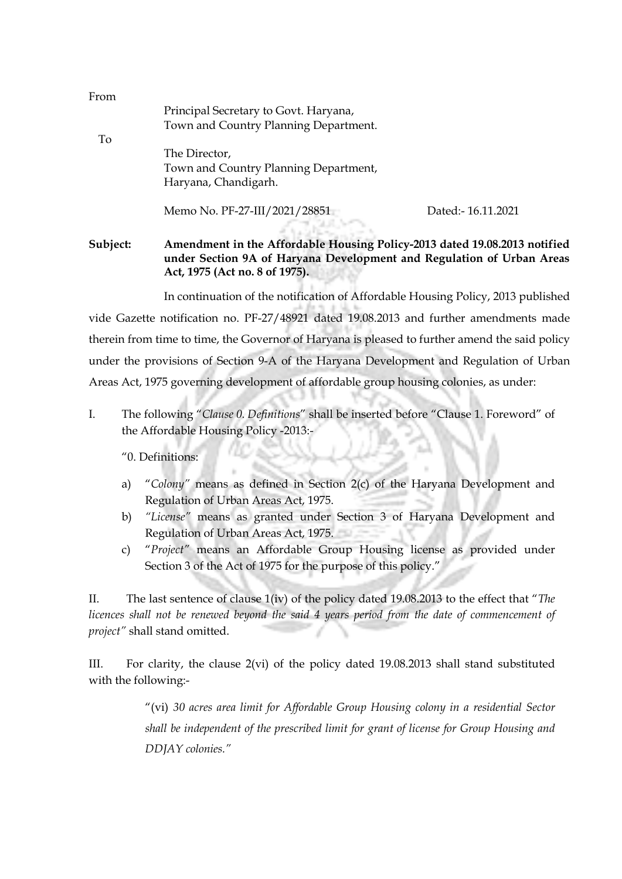From

Principal Secretary to Govt. Haryana,
Town and Country Planning Department.

To

The Director,
Town and Country Planning Department,
Haryana, Chandigarh.

Memo No. PF-27-III/2021/28851 Dated:- 16.11.2021

**Subject: Amendment in the Affordable Housing Policy-2013 dated 19.08.2013 notified under Section 9A of Haryana Development and Regulation of Urban Areas Act, 1975 (Act no. 8 of 1975).**

In continuation of the notification of Affordable Housing Policy, 2013 published vide Gazette notification no. PF-27/48921 dated 19.08.2013 and further amendments made therein from time to time, the Governor of Haryana is pleased to further amend the said policy under the provisions of Section 9-A of the Haryana Development and Regulation of Urban Areas Act, 1975 governing development of affordable group housing colonies, as under:

I. The following "*Clause 0. Definitions*" shall be inserted before "Clause 1. Foreword" of the Affordable Housing Policy -2013:-

"0. Definitions:

a) "*Colony*" means as defined in Section 2(c) of the Haryana Development and Regulation of Urban Areas Act, 1975.
b) *"License"* means as granted under Section 3 of Haryana Development and Regulation of Urban Areas Act, 1975.
c) "*Project*" means an Affordable Group Housing license as provided under Section 3 of the Act of 1975 for the purpose of this policy."

II. The last sentence of clause 1(iv) of the policy dated 19.08.2013 to the effect that "*The licences shall not be renewed beyond the said 4 years period from the date of commencement of project"* shall stand omitted.

III. For clarity, the clause 2(vi) of the policy dated 19.08.2013 shall stand substituted with the following:-

"(vi) *30 acres area limit for Affordable Group Housing colony in a residential Sector shall be independent of the prescribed limit for grant of license for Group Housing and DDJAY colonies."*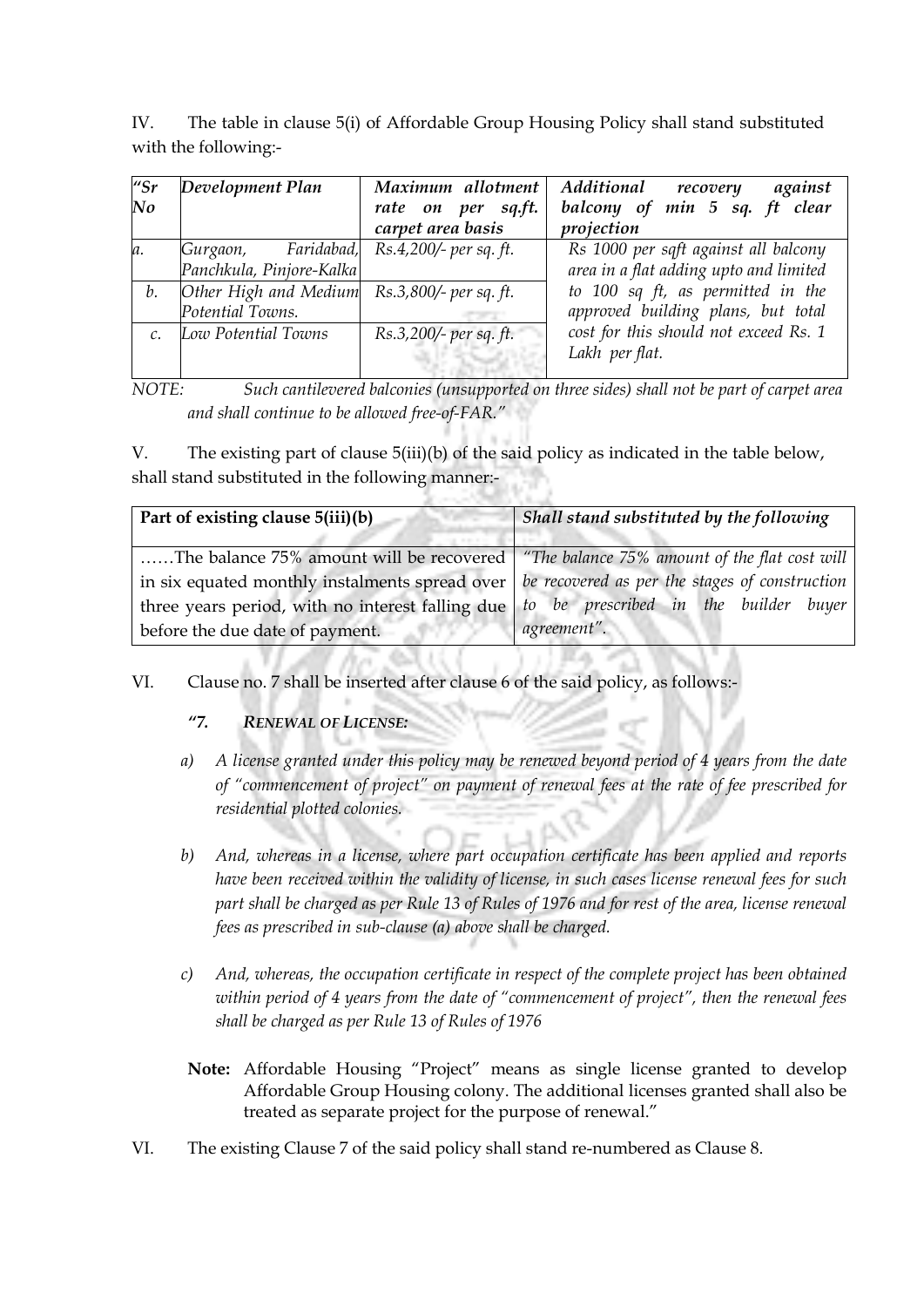IV. The table in clause 5(i) of Affordable Group Housing Policy shall stand substituted with the following:-

| *"Sr No* | *Development Plan* | *Maximum allotment rate on per sq.ft. carpet area basis* | *Additional recovery against balcony of min 5 sq. ft clear projection* |
|---|---|---|---|
| *a.* | *Gurgaon, Faridabad, Panchkula, Pinjore-Kalka* | *Rs.4,200/- per sq. ft.* | *Rs 1000 per sqft against all balcony area in a flat adding upto and limited to 100 sq ft, as permitted in the approved building plans, but total cost for this should not exceed Rs. 1 Lakh per flat.* |
| *b.* | *Other High and Medium Potential Towns.* | *Rs.3,800/- per sq. ft.* | |
| *c.* | *Low Potential Towns* | *Rs.3,200/- per sq. ft.* | |

*NOTE: Such cantilevered balconies (unsupported on three sides) shall not be part of carpet area and shall continue to be allowed free-of-FAR."*

V. The existing part of clause 5(iii)(b) of the said policy as indicated in the table below, shall stand substituted in the following manner:-

| **Part of existing clause 5(iii)(b)** | ***Shall stand substituted by the following*** |
|---|---|
| ……The balance 75% amount will be recovered in six equated monthly instalments spread over three years period, with no interest falling due before the due date of payment. | *"The balance 75% amount of the flat cost will be recovered as per the stages of construction to be prescribed in the builder buyer agreement".* |

VI. Clause no. 7 shall be inserted after clause 6 of the said policy, as follows:-

***"7. RENEWAL OF LICENSE:***

*a) A license granted under this policy may be renewed beyond period of 4 years from the date of "commencement of project" on payment of renewal fees at the rate of fee prescribed for residential plotted colonies.*

*b) And, whereas in a license, where part occupation certificate has been applied and reports have been received within the validity of license, in such cases license renewal fees for such part shall be charged as per Rule 13 of Rules of 1976 and for rest of the area, license renewal fees as prescribed in sub-clause (a) above shall be charged.*

*c) And, whereas, the occupation certificate in respect of the complete project has been obtained within period of 4 years from the date of "commencement of project", then the renewal fees shall be charged as per Rule 13 of Rules of 1976*

**Note:** Affordable Housing "Project" means as single license granted to develop Affordable Group Housing colony. The additional licenses granted shall also be treated as separate project for the purpose of renewal."

VI. The existing Clause 7 of the said policy shall stand re-numbered as Clause 8.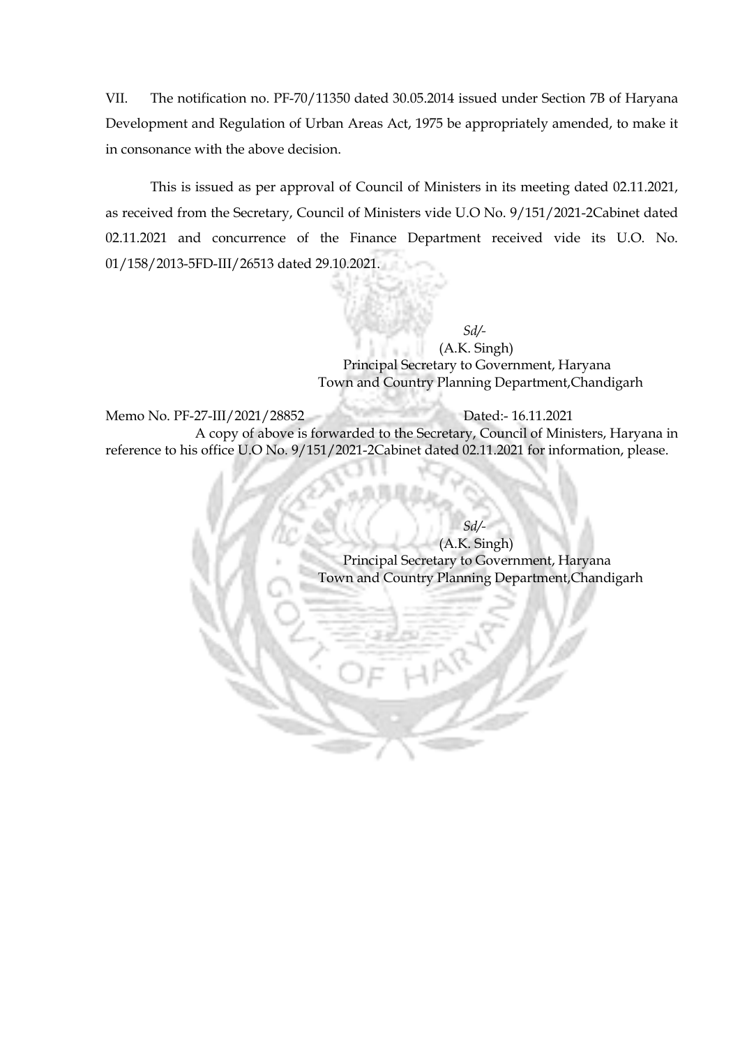VII. The notification no. PF-70/11350 dated 30.05.2014 issued under Section 7B of Haryana Development and Regulation of Urban Areas Act, 1975 be appropriately amended, to make it in consonance with the above decision.

This is issued as per approval of Council of Ministers in its meeting dated 02.11.2021, as received from the Secretary, Council of Ministers vide U.O No. 9/151/2021-2Cabinet dated 02.11.2021 and concurrence of the Finance Department received vide its U.O. No. 01/158/2013-5FD-III/26513 dated 29.10.2021.

*Sd/-*
(A.K. Singh)
Principal Secretary to Government, Haryana
Town and Country Planning Department,Chandigarh

Memo No. PF-27-III/2021/28852 Dated:- 16.11.2021

A copy of above is forwarded to the Secretary, Council of Ministers, Haryana in reference to his office U.O No. 9/151/2021-2Cabinet dated 02.11.2021 for information, please.

*Sd/-*
(A.K. Singh)
Principal Secretary to Government, Haryana
Town and Country Planning Department,Chandigarh